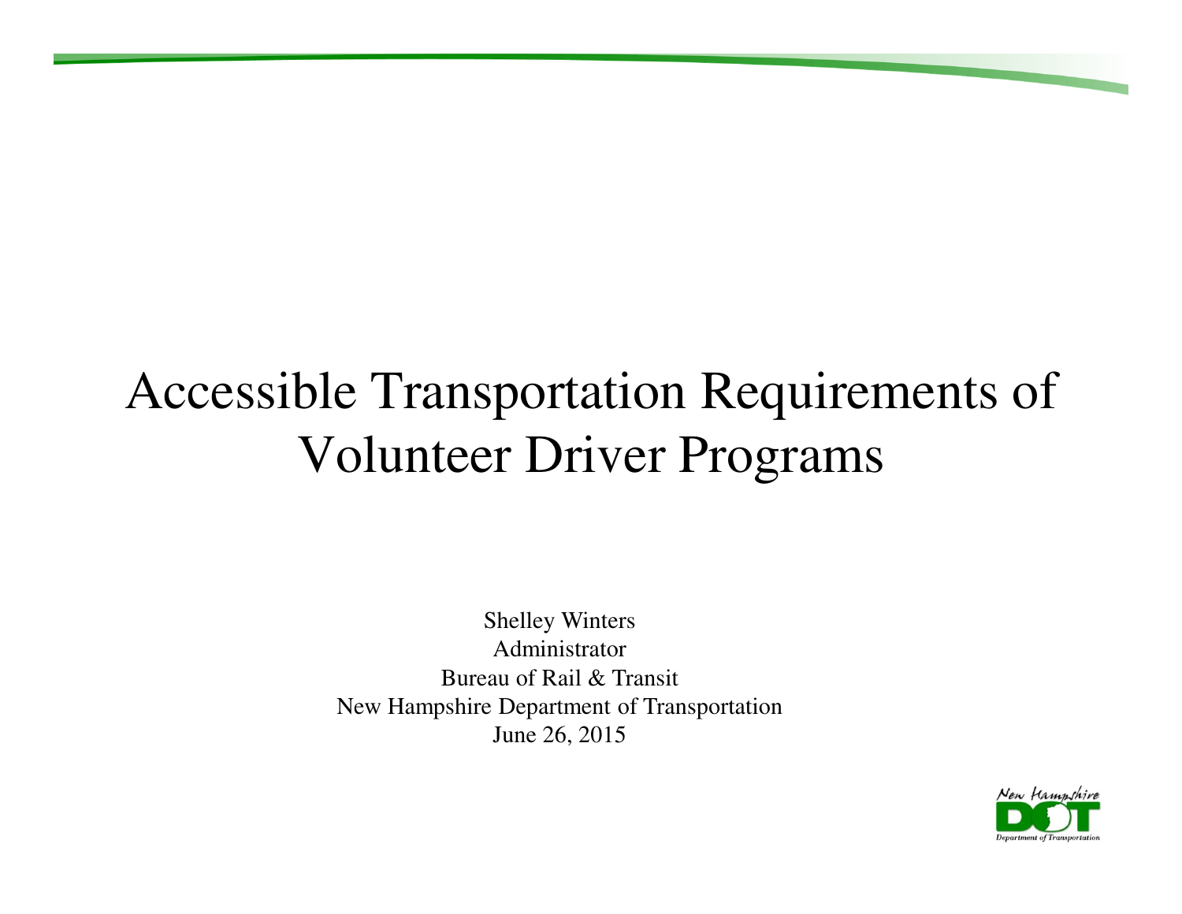# Accessible Transportation Requirements of Volunteer Driver Programs

Shelley Winters
Administrator
Bureau of Rail & Transit
New Hampshire Department of Transportation
June 26, 2015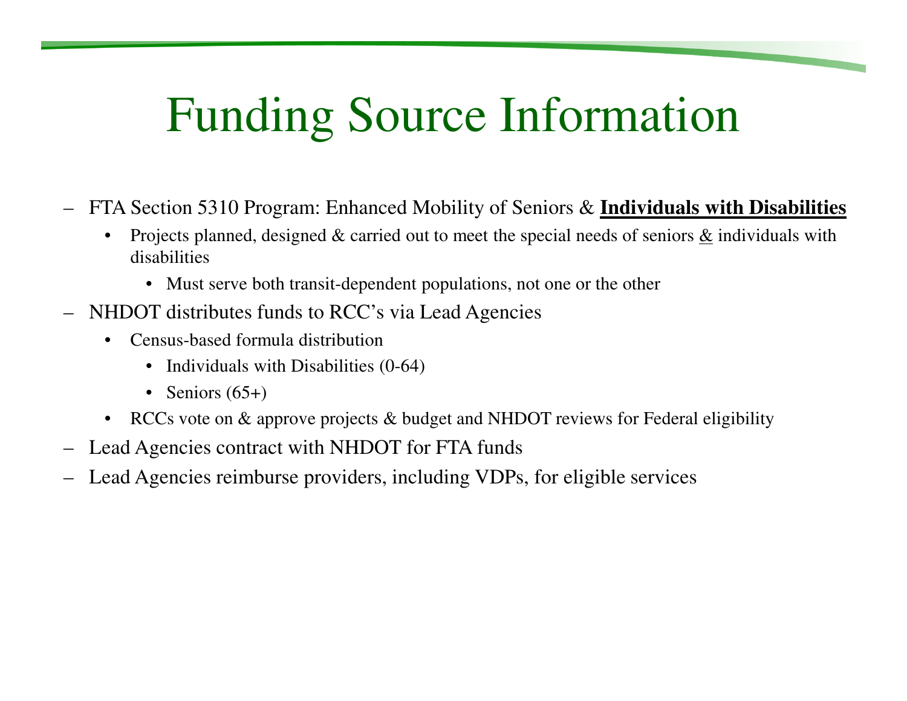# Funding Source Information

- FTA Section 5310 Program: Enhanced Mobility of Seniors & **<u>Individuals with Disabilities</u>**
  - Projects planned, designed & carried out to meet the special needs of seniors <u>&</u> individuals with disabilities
    - Must serve both transit-dependent populations, not one or the other
- NHDOT distributes funds to RCC's via Lead Agencies
  - Census-based formula distribution
    - Individuals with Disabilities (0-64)
    - Seniors (65+)
  - RCCs vote on & approve projects & budget and NHDOT reviews for Federal eligibility
- Lead Agencies contract with NHDOT for FTA funds
- Lead Agencies reimburse providers, including VDPs, for eligible services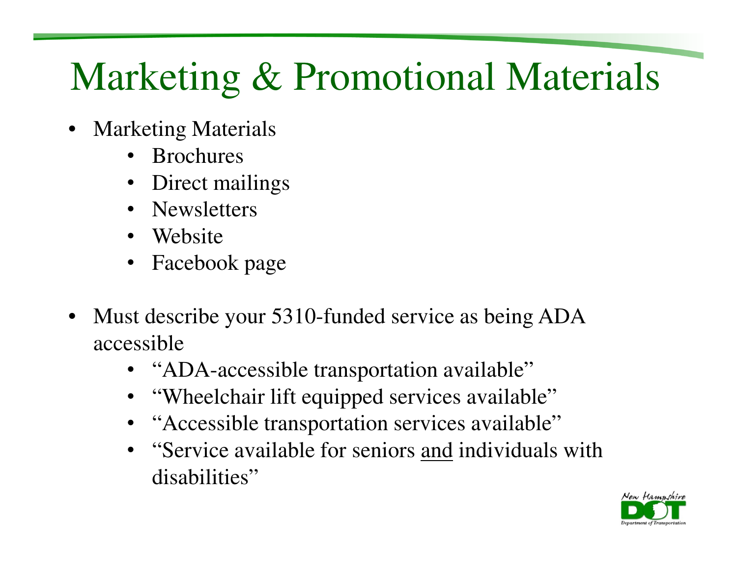# Marketing & Promotional Materials

- Marketing Materials
  - Brochures
  - Direct mailings
  - Newsletters
  - Website
  - Facebook page

- Must describe your 5310-funded service as being ADA accessible
  - "ADA-accessible transportation available"
  - "Wheelchair lift equipped services available"
  - "Accessible transportation services available"
  - "Service available for seniors <u>and</u> individuals with disabilities"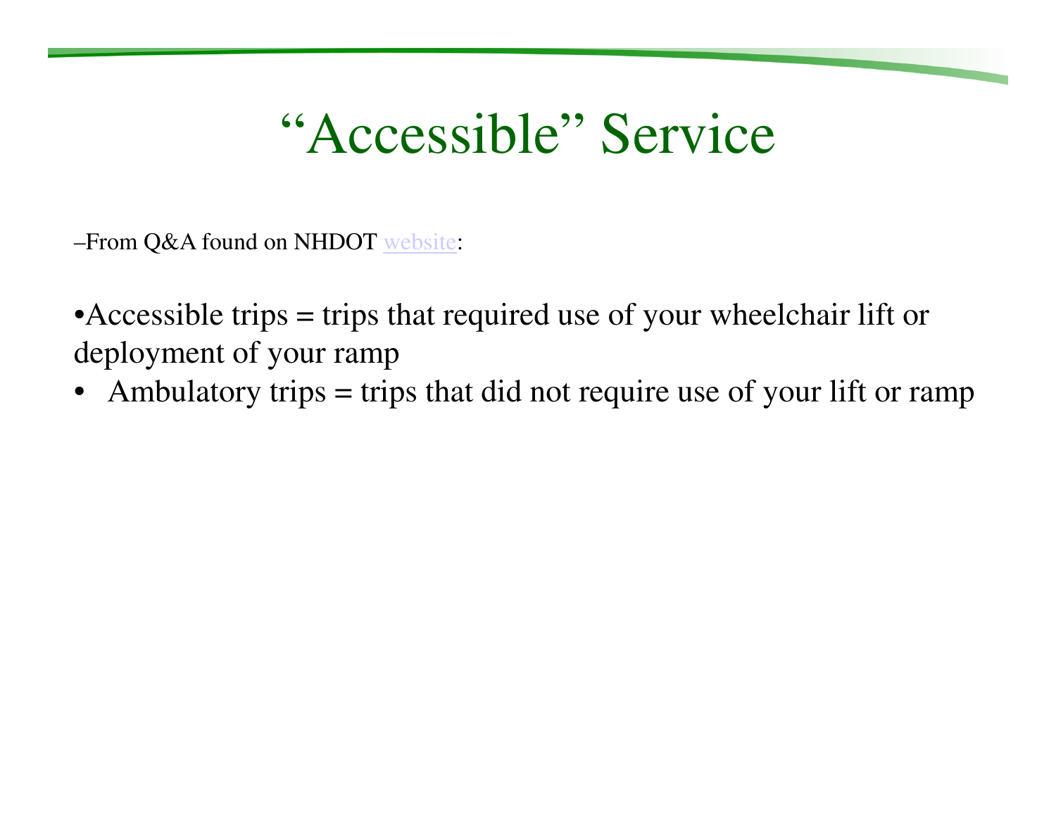# “Accessible” Service

–From Q&A found on NHDOT website:

- Accessible trips = trips that required use of your wheelchair lift or deployment of your ramp
- Ambulatory trips = trips that did not require use of your lift or ramp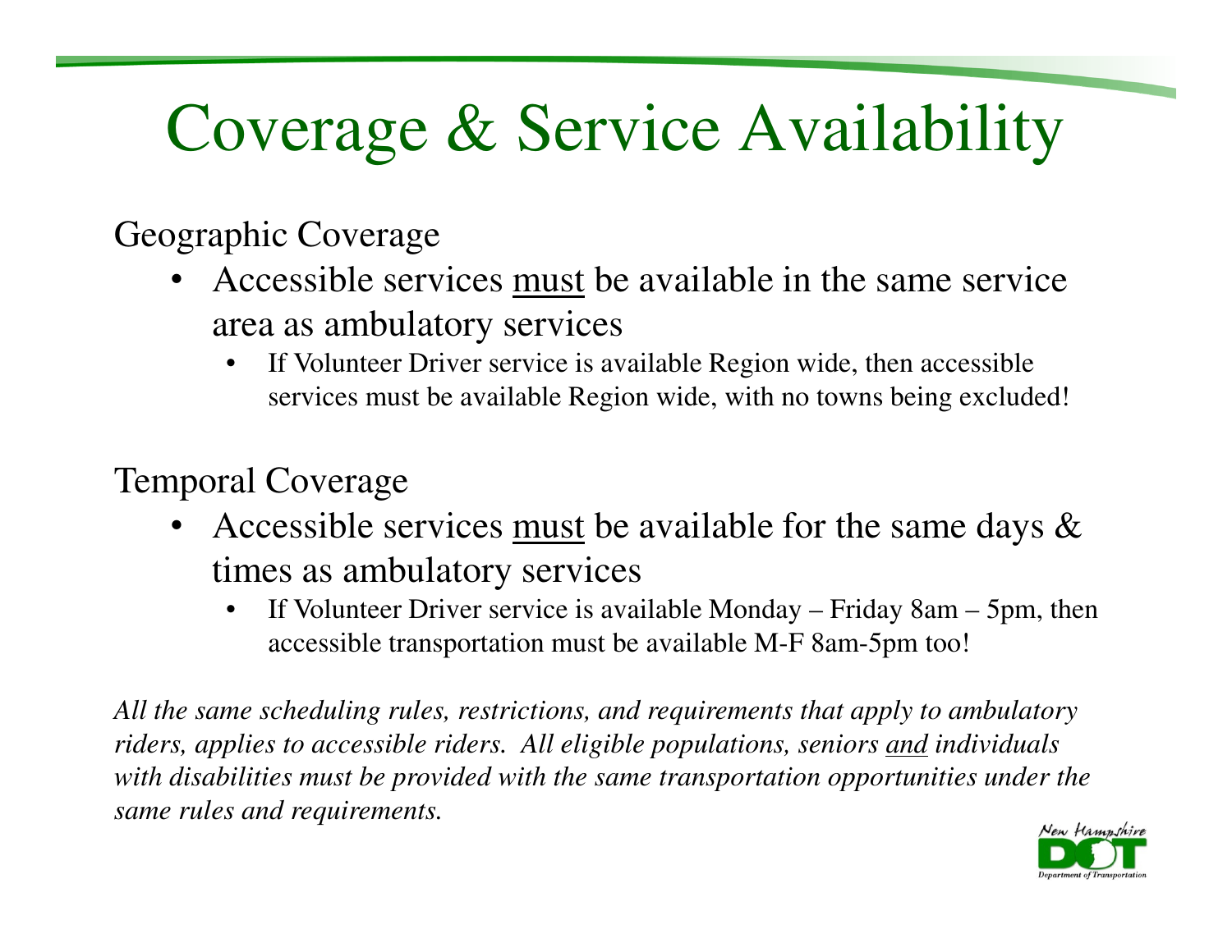# Coverage & Service Availability

Geographic Coverage

- Accessible services <u>must</u> be available in the same service area as ambulatory services
  - If Volunteer Driver service is available Region wide, then accessible services must be available Region wide, with no towns being excluded!

Temporal Coverage

- Accessible services <u>must</u> be available for the same days & times as ambulatory services
  - If Volunteer Driver service is available Monday – Friday 8am – 5pm, then accessible transportation must be available M-F 8am-5pm too!

*All the same scheduling rules, restrictions, and requirements that apply to ambulatory riders, applies to accessible riders. All eligible populations, seniors <u>and</u> individuals with disabilities must be provided with the same transportation opportunities under the same rules and requirements.*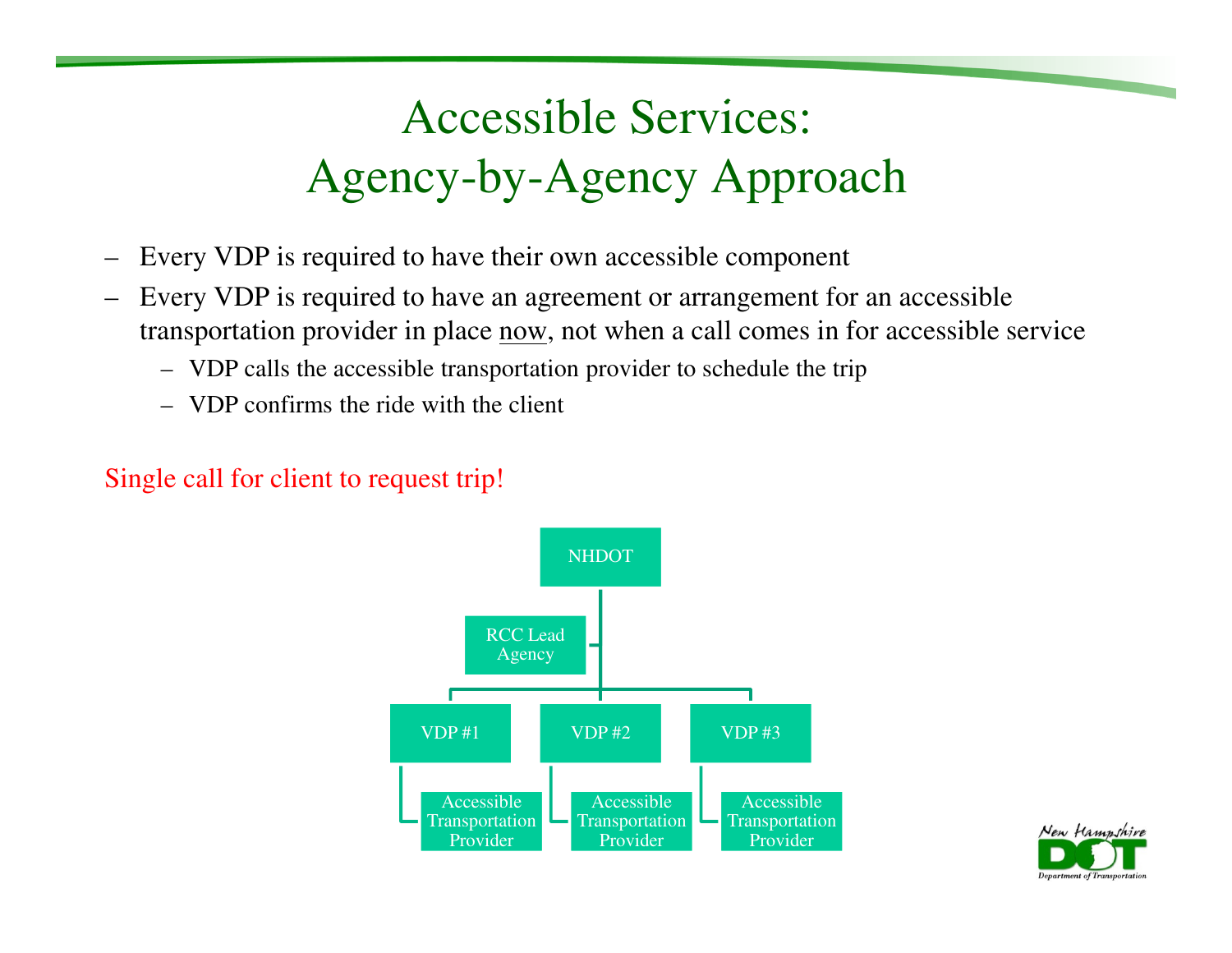# Accessible Services: Agency-by-Agency Approach

- Every VDP is required to have their own accessible component
- Every VDP is required to have an agreement or arrangement for an accessible transportation provider in place now, not when a call comes in for accessible service
  - VDP calls the accessible transportation provider to schedule the trip
  - VDP confirms the ride with the client

Single call for client to request trip!

NHDOT

RCC Lead Agency

VDP #1

Accessible Transportation Provider

VDP #2

Accessible Transportation Provider

VDP #3

Accessible Transportation Provider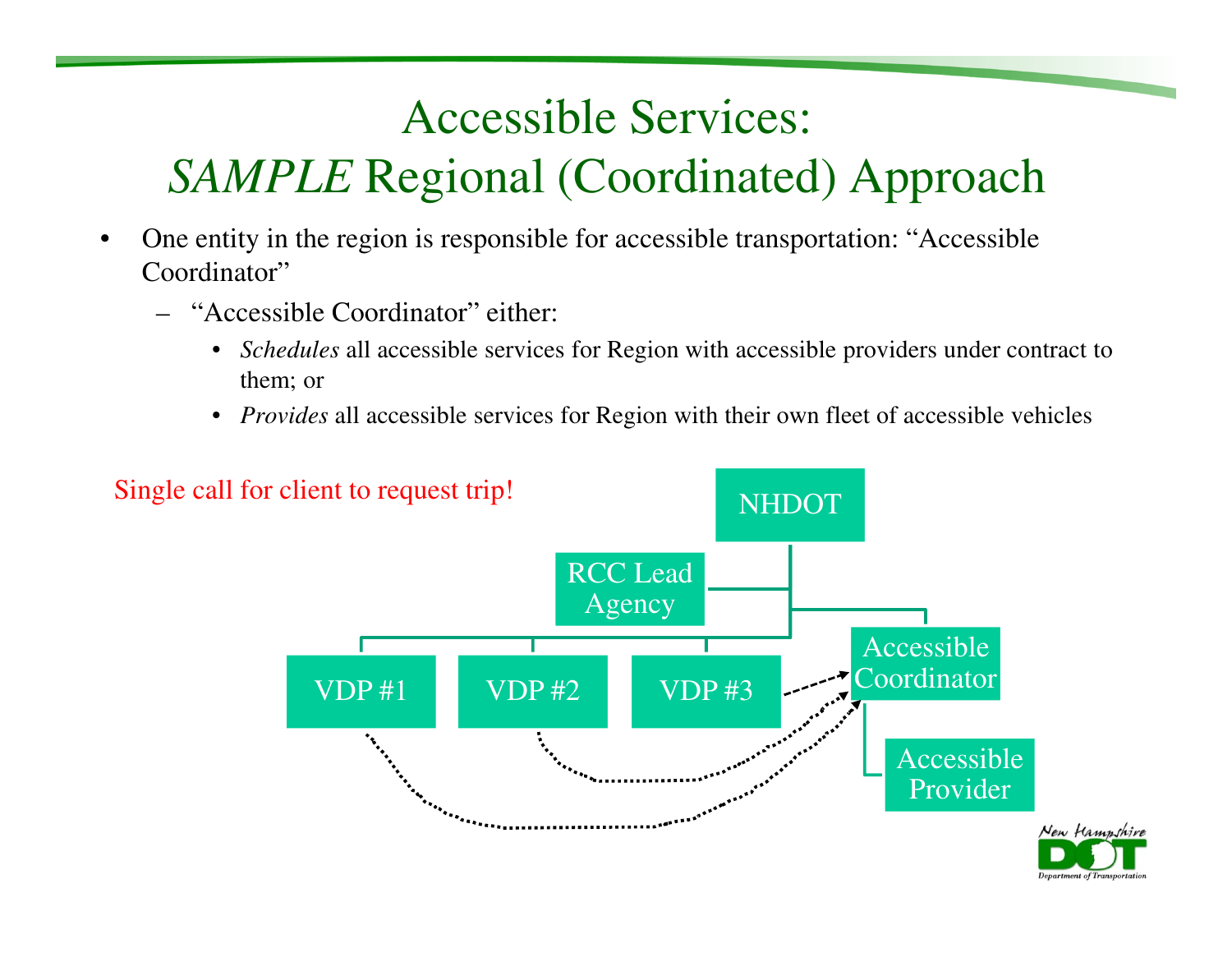# Accessible Services: *SAMPLE* Regional (Coordinated) Approach

- One entity in the region is responsible for accessible transportation: "Accessible Coordinator"
  - "Accessible Coordinator" either:
    - *Schedules* all accessible services for Region with accessible providers under contract to them; or
    - *Provides* all accessible services for Region with their own fleet of accessible vehicles

Single call for client to request trip!

NHDOT

RCC Lead Agency

VDP #1

VDP #2

VDP #3

Accessible Coordinator

Accessible Provider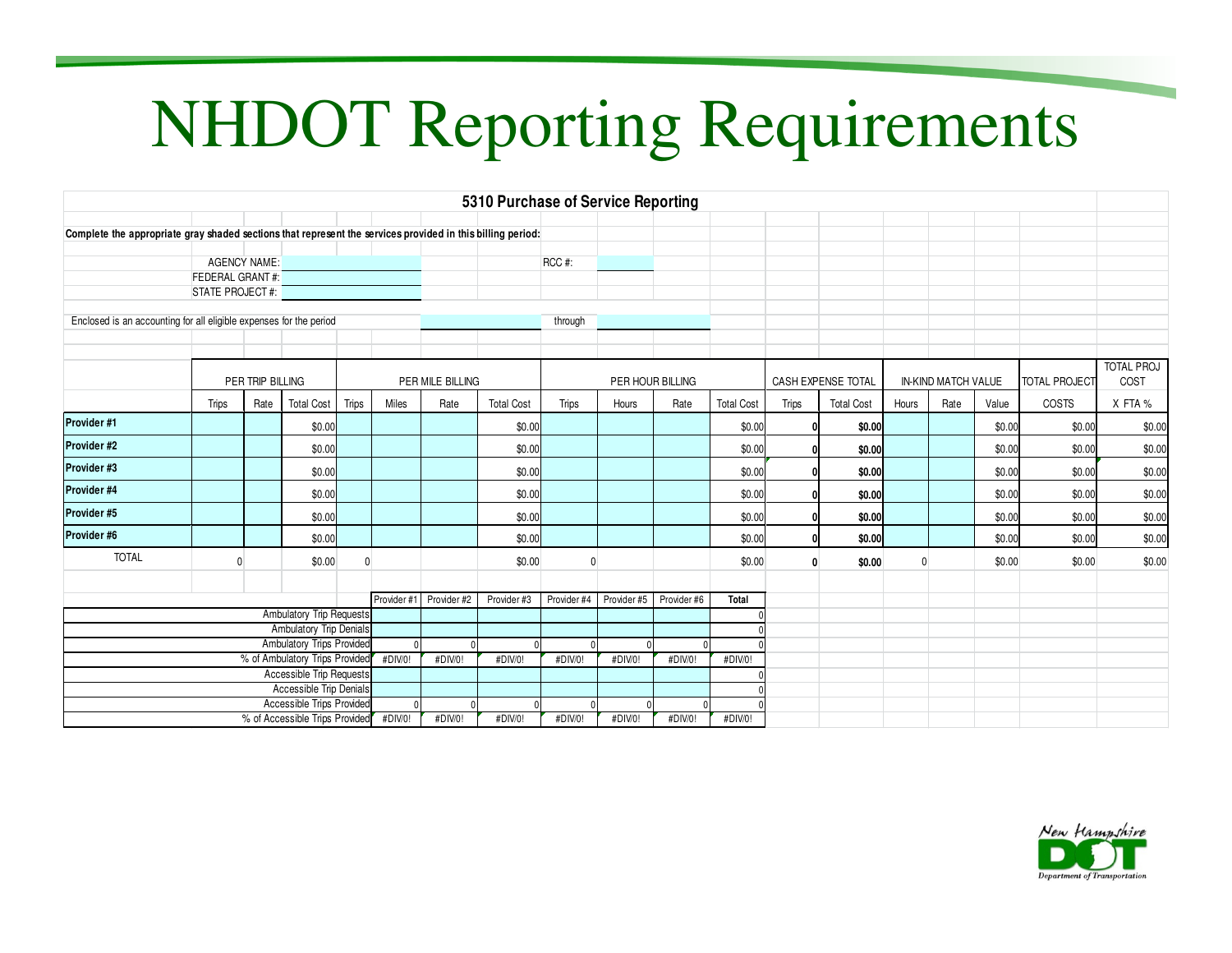# NHDOT Reporting Requirements

## 5310 Purchase of Service Reporting

**Complete the appropriate gray shaded sections that represent the services provided in this billing period:**

AGENCY NAME: ____________ RCC #: ____________

FEDERAL GRANT #: ____________

STATE PROJECT #: ____________

Enclosed is an accounting for all eligible expenses for the period ____________ through ____________

| | PER TRIP BILLING | | | PER MILE BILLING | | | | PER HOUR BILLING | | | | CASH EXPENSE TOTAL | | IN-KIND MATCH VALUE | | | TOTAL PROJECT | TOTAL PROJ COST |
|---|---|---|---|---|---|---|---|---|---|---|---|---|---|---|---|---|---|---|
| | Trips | Rate | Total Cost | Trips | Miles | Rate | Total Cost | Trips | Hours | Rate | Total Cost | Trips | Total Cost | Hours | Rate | Value | COSTS | X FTA % |
| **Provider #1** | | | $0.00 | | | | $0.00 | | | | $0.00 | **0** | **$0.00** | | | $0.00 | $0.00 | $0.00 |
| **Provider #2** | | | $0.00 | | | | $0.00 | | | | $0.00 | **0** | **$0.00** | | | $0.00 | $0.00 | $0.00 |
| **Provider #3** | | | $0.00 | | | | $0.00 | | | | $0.00 | **0** | **$0.00** | | | $0.00 | $0.00 | $0.00 |
| **Provider #4** | | | $0.00 | | | | $0.00 | | | | $0.00 | **0** | **$0.00** | | | $0.00 | $0.00 | $0.00 |
| **Provider #5** | | | $0.00 | | | | $0.00 | | | | $0.00 | **0** | **$0.00** | | | $0.00 | $0.00 | $0.00 |
| **Provider #6** | | | $0.00 | | | | $0.00 | | | | $0.00 | **0** | **$0.00** | | | $0.00 | $0.00 | $0.00 |
| TOTAL | 0 | | $0.00 | 0 | | | $0.00 | 0 | | | $0.00 | **0** | **$0.00** | 0 | | $0.00 | $0.00 | $0.00 |

| | Provider #1 | Provider #2 | Provider #3 | Provider #4 | Provider #5 | Provider #6 | **Total** |
|---|---|---|---|---|---|---|---|
| Ambulatory Trip Requests | | | | | | | 0 |
| Ambulatory Trip Denials | | | | | | | 0 |
| Ambulatory Trips Provided | 0 | 0 | 0 | 0 | 0 | 0 | 0 |
| % of Ambulatory Trips Provided | #DIV/0! | #DIV/0! | #DIV/0! | #DIV/0! | #DIV/0! | #DIV/0! | #DIV/0! |
| Accessible Trip Requests | | | | | | | 0 |
| Accessible Trip Denials | | | | | | | 0 |
| Accessible Trips Provided | 0 | 0 | 0 | 0 | 0 | 0 | 0 |
| % of Accessible Trips Provided | #DIV/0! | #DIV/0! | #DIV/0! | #DIV/0! | #DIV/0! | #DIV/0! | #DIV/0! |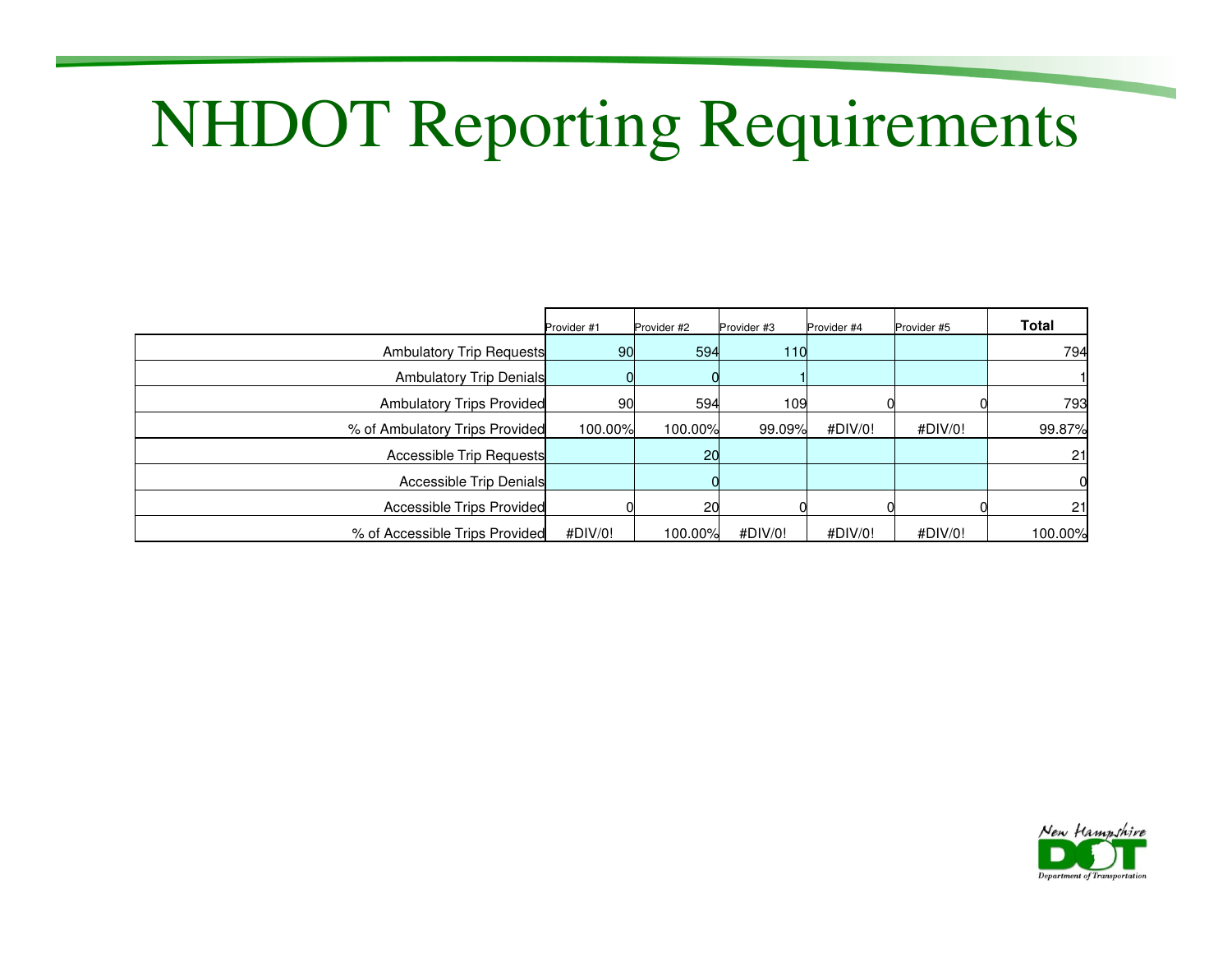# NHDOT Reporting Requirements

| | Provider #1 | Provider #2 | Provider #3 | Provider #4 | Provider #5 | **Total** |
|---|---|---|---|---|---|---|
| Ambulatory Trip Requests | 90 | 594 | 110 | | | 794 |
| Ambulatory Trip Denials | 0 | 0 | 1 | | | 1 |
| Ambulatory Trips Provided | 90 | 594 | 109 | 0 | 0 | 793 |
| % of Ambulatory Trips Provided | 100.00% | 100.00% | 99.09% | #DIV/0! | #DIV/0! | 99.87% |
| Accessible Trip Requests | | 20 | | | | 21 |
| Accessible Trip Denials | | 0 | | | | 0 |
| Accessible Trips Provided | 0 | 20 | 0 | 0 | 0 | 21 |
| % of Accessible Trips Provided | #DIV/0! | 100.00% | #DIV/0! | #DIV/0! | #DIV/0! | 100.00% |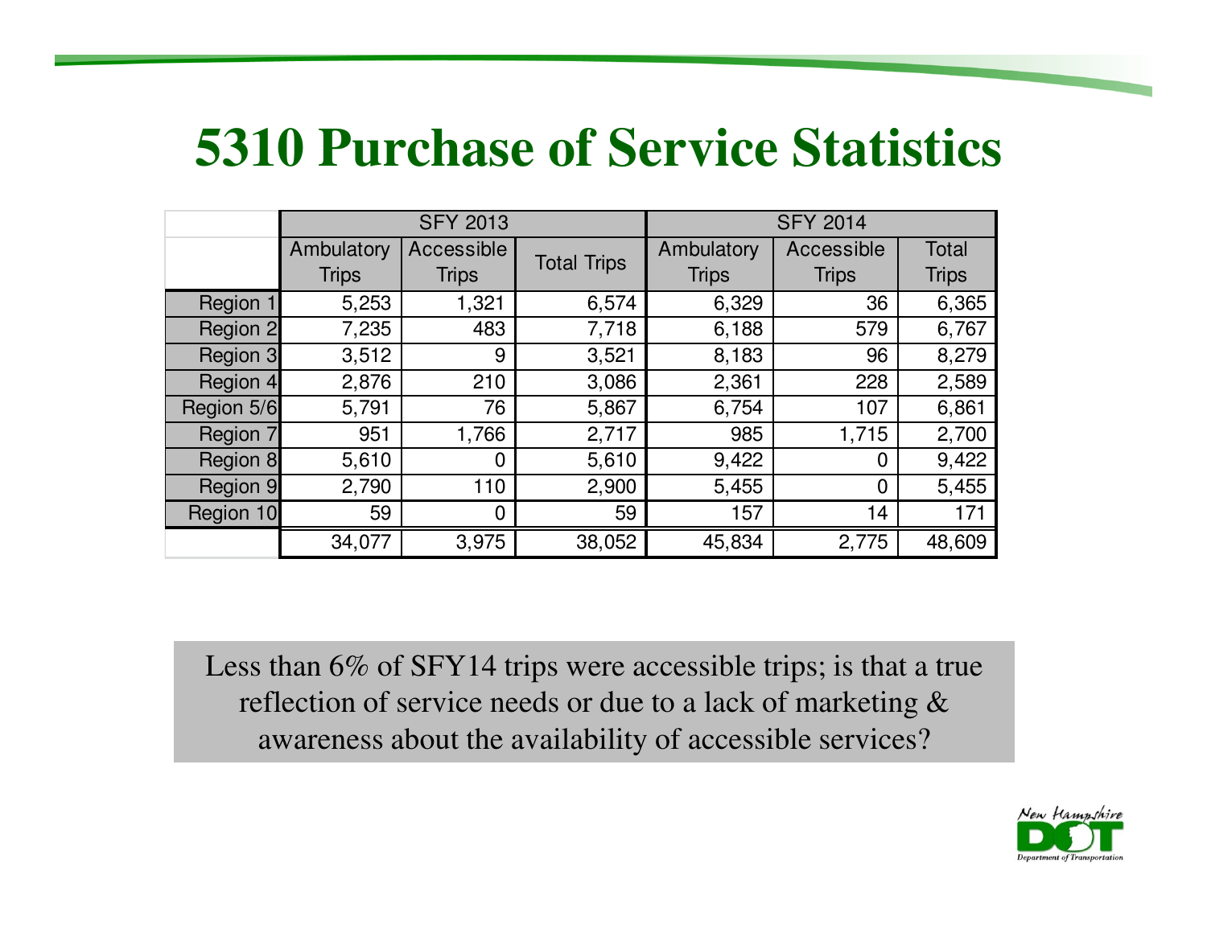# 5310 Purchase of Service Statistics

| | SFY 2013 | | | SFY 2014 | | |
|---|---|---|---|---|---|---|
| | Ambulatory Trips | Accessible Trips | Total Trips | Ambulatory Trips | Accessible Trips | Total Trips |
| Region 1 | 5,253 | 1,321 | 6,574 | 6,329 | 36 | 6,365 |
| Region 2 | 7,235 | 483 | 7,718 | 6,188 | 579 | 6,767 |
| Region 3 | 3,512 | 9 | 3,521 | 8,183 | 96 | 8,279 |
| Region 4 | 2,876 | 210 | 3,086 | 2,361 | 228 | 2,589 |
| Region 5/6 | 5,791 | 76 | 5,867 | 6,754 | 107 | 6,861 |
| Region 7 | 951 | 1,766 | 2,717 | 985 | 1,715 | 2,700 |
| Region 8 | 5,610 | 0 | 5,610 | 9,422 | 0 | 9,422 |
| Region 9 | 2,790 | 110 | 2,900 | 5,455 | 0 | 5,455 |
| Region 10 | 59 | 0 | 59 | 157 | 14 | 171 |
| | 34,077 | 3,975 | 38,052 | 45,834 | 2,775 | 48,609 |

Less than 6% of SFY14 trips were accessible trips; is that a true reflection of service needs or due to a lack of marketing & awareness about the availability of accessible services?

New Hampshire DOT Department of Transportation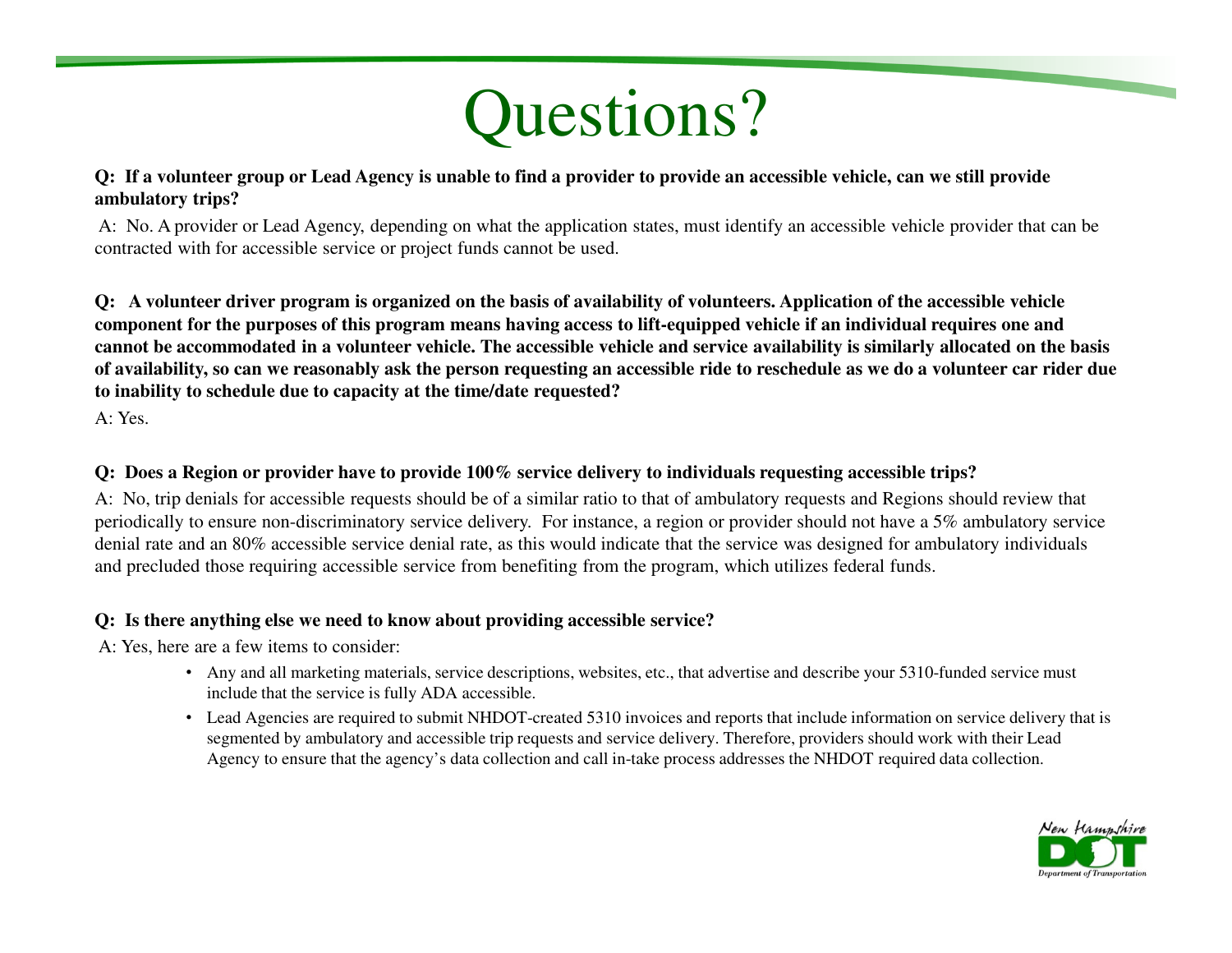# Questions?

**Q: If a volunteer group or Lead Agency is unable to find a provider to provide an accessible vehicle, can we still provide ambulatory trips?**

A: No. A provider or Lead Agency, depending on what the application states, must identify an accessible vehicle provider that can be contracted with for accessible service or project funds cannot be used.

**Q: A volunteer driver program is organized on the basis of availability of volunteers. Application of the accessible vehicle component for the purposes of this program means having access to lift-equipped vehicle if an individual requires one and cannot be accommodated in a volunteer vehicle. The accessible vehicle and service availability is similarly allocated on the basis of availability, so can we reasonably ask the person requesting an accessible ride to reschedule as we do a volunteer car rider due to inability to schedule due to capacity at the time/date requested?**

A: Yes.

**Q: Does a Region or provider have to provide 100% service delivery to individuals requesting accessible trips?**

A: No, trip denials for accessible requests should be of a similar ratio to that of ambulatory requests and Regions should review that periodically to ensure non-discriminatory service delivery. For instance, a region or provider should not have a 5% ambulatory service denial rate and an 80% accessible service denial rate, as this would indicate that the service was designed for ambulatory individuals and precluded those requiring accessible service from benefiting from the program, which utilizes federal funds.

**Q: Is there anything else we need to know about providing accessible service?**

A: Yes, here are a few items to consider:

- Any and all marketing materials, service descriptions, websites, etc., that advertise and describe your 5310-funded service must include that the service is fully ADA accessible.
- Lead Agencies are required to submit NHDOT-created 5310 invoices and reports that include information on service delivery that is segmented by ambulatory and accessible trip requests and service delivery. Therefore, providers should work with their Lead Agency to ensure that the agency's data collection and call in-take process addresses the NHDOT required data collection.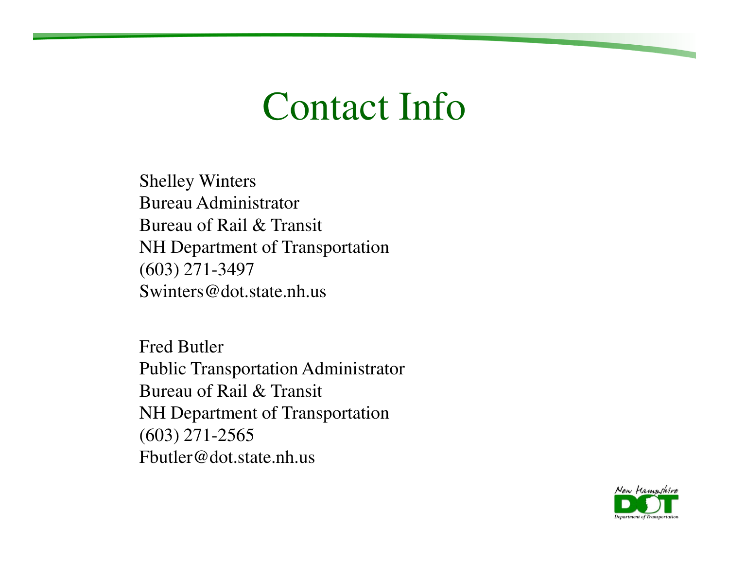# Contact Info

Shelley Winters
Bureau Administrator
Bureau of Rail & Transit
NH Department of Transportation
(603) 271-3497
Swinters@dot.state.nh.us

Fred Butler
Public Transportation Administrator
Bureau of Rail & Transit
NH Department of Transportation
(603) 271-2565
Fbutler@dot.state.nh.us